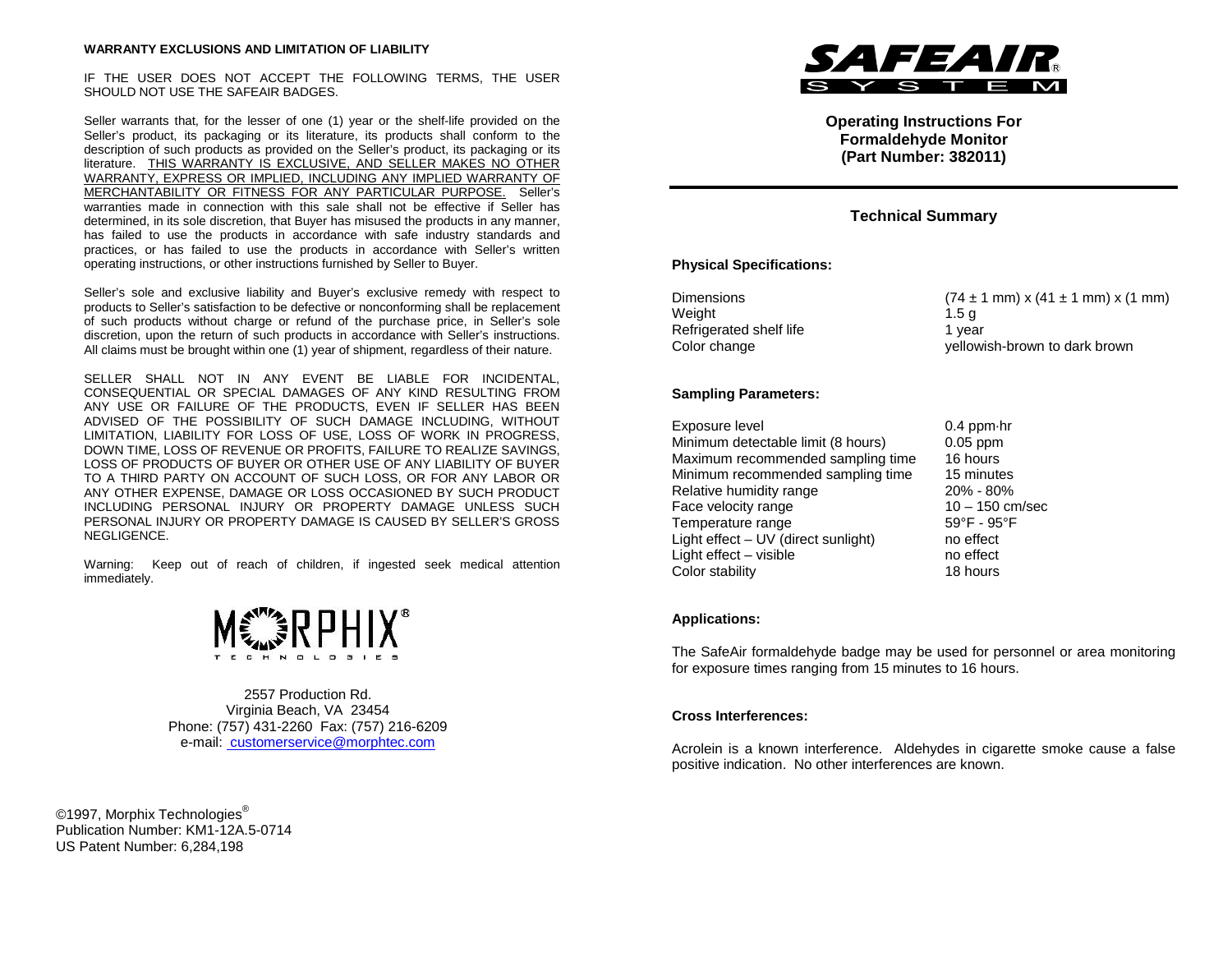**WARRANTY EXCLUSIONS AND LIMITATION OF LIABILITY**

IF THE USER DOES NOT ACCEPT THE FOLLOWING TERMS, THE USER SHOULD NOT USE THE SAFEAIR BADGES.

Seller warrants that, for the lesser of one (1) year or the shelf-life provided on the Seller's product, its packaging or its literature, its products shall conform to the description of such products as provided on the Seller's product, its packaging or its literature. THIS WARRANTY IS EXCLUSIVE, AND SELLER MAKES NO OTHER WARRANTY, EXPRESS OR IMPLIED, INCLUDING ANY IMPLIED WARRANTY OF MERCHANTABILITY OR FITNESS FOR ANY PARTICULAR PURPOSE. Seller's warranties made in connection with this sale shall not be effective if Seller has determined, in its sole discretion, that Buyer has misused the products in any manner, has failed to use the products in accordance with safe industry standards and practices, or has failed to use the products in accordance with Seller's written operating instructions, or other instructions furnished by Seller to Buyer.

Seller's sole and exclusive liability and Buyer's exclusive remedy with respect to products to Seller's satisfaction to be defective or nonconforming shall be replacement of such products without charge or refund of the purchase price, in Seller's sole discretion, upon the return of such products in accordance with Seller's instructions. All claims must be brought within one (1) year of shipment, regardless of their nature.

SELLER SHALL NOT IN ANY EVENT BE LIABLE FOR INCIDENTAL, CONSEQUENTIAL OR SPECIAL DAMAGES OF ANY KIND RESULTING FROM ANY USE OR FAILURE OF THE PRODUCTS, EVEN IF SELLER HAS BEEN ADVISED OF THE POSSIBILITY OF SUCH DAMAGE INCLUDING, WITHOUT LIMITATION, LIABILITY FOR LOSS OF USE, LOSS OF WORK IN PROGRESS, DOWN TIME, LOSS OF REVENUE OR PROFITS, FAILURE TO REALIZE SAVINGS, LOSS OF PRODUCTS OF BUYER OR OTHER USE OF ANY LIABILITY OF BUYER TO A THIRD PARTY ON ACCOUNT OF SUCH LOSS, OR FOR ANY LABOR OR ANY OTHER EXPENSE, DAMAGE OR LOSS OCCASIONED BY SUCH PRODUCT INCLUDING PERSONAL INJURY OR PROPERTY DAMAGE UNLESS SUCH PERSONAL INJURY OR PROPERTY DAMAGE IS CAUSED BY SELLER'S GROSS NEGLIGENCE.

Warning: Keep out of reach of children, if ingested seek medical attention immediately.

MORPHIX® TECHNOLOGIES

2557 Production Rd.
Virginia Beach, VA 23454
Phone: (757) 431-2260 Fax: (757) 216-6209
e-mail: customerservice@morphtec.com

©1997, Morphix Technologies®
Publication Number: KM1-12A.5-0714
US Patent Number: 6,284,198

SAFEAIR® SYSTEM

**Operating Instructions For Formaldehyde Monitor (Part Number: 382011)**

## Technical Summary

**Physical Specifications:**

| | |
|---|---|
| Dimensions | (74 ± 1 mm) x (41 ± 1 mm) x (1 mm) |
| Weight | 1.5 g |
| Refrigerated shelf life | 1 year |
| Color change | yellowish-brown to dark brown |

**Sampling Parameters:**

| | |
|---|---|
| Exposure level | 0.4 ppm·hr |
| Minimum detectable limit (8 hours) | 0.05 ppm |
| Maximum recommended sampling time | 16 hours |
| Minimum recommended sampling time | 15 minutes |
| Relative humidity range | 20% - 80% |
| Face velocity range | 10 – 150 cm/sec |
| Temperature range | 59°F - 95°F |
| Light effect – UV (direct sunlight) | no effect |
| Light effect – visible | no effect |
| Color stability | 18 hours |

**Applications:**

The SafeAir formaldehyde badge may be used for personnel or area monitoring for exposure times ranging from 15 minutes to 16 hours.

**Cross Interferences:**

Acrolein is a known interference. Aldehydes in cigarette smoke cause a false positive indication. No other interferences are known.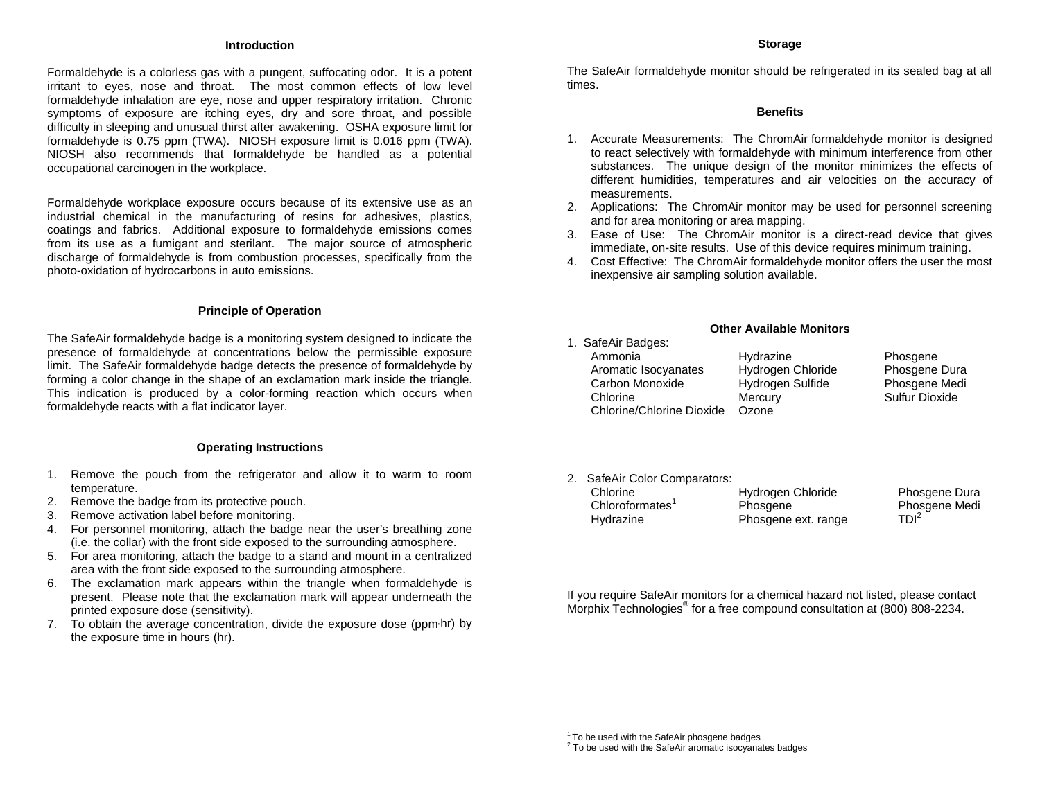## Introduction

Formaldehyde is a colorless gas with a pungent, suffocating odor. It is a potent irritant to eyes, nose and throat. The most common effects of low level formaldehyde inhalation are eye, nose and upper respiratory irritation. Chronic symptoms of exposure are itching eyes, dry and sore throat, and possible difficulty in sleeping and unusual thirst after awakening. OSHA exposure limit for formaldehyde is 0.75 ppm (TWA). NIOSH exposure limit is 0.016 ppm (TWA). NIOSH also recommends that formaldehyde be handled as a potential occupational carcinogen in the workplace.

Formaldehyde workplace exposure occurs because of its extensive use as an industrial chemical in the manufacturing of resins for adhesives, plastics, coatings and fabrics. Additional exposure to formaldehyde emissions comes from its use as a fumigant and sterilant. The major source of atmospheric discharge of formaldehyde is from combustion processes, specifically from the photo-oxidation of hydrocarbons in auto emissions.

## Principle of Operation

The SafeAir formaldehyde badge is a monitoring system designed to indicate the presence of formaldehyde at concentrations below the permissible exposure limit. The SafeAir formaldehyde badge detects the presence of formaldehyde by forming a color change in the shape of an exclamation mark inside the triangle. This indication is produced by a color-forming reaction which occurs when formaldehyde reacts with a flat indicator layer.

## Operating Instructions

1. Remove the pouch from the refrigerator and allow it to warm to room temperature.
2. Remove the badge from its protective pouch.
3. Remove activation label before monitoring.
4. For personnel monitoring, attach the badge near the user's breathing zone (i.e. the collar) with the front side exposed to the surrounding atmosphere.
5. For area monitoring, attach the badge to a stand and mount in a centralized area with the front side exposed to the surrounding atmosphere.
6. The exclamation mark appears within the triangle when formaldehyde is present. Please note that the exclamation mark will appear underneath the printed exposure dose (sensitivity).
7. To obtain the average concentration, divide the exposure dose (ppm·hr) by the exposure time in hours (hr).

## Storage

The SafeAir formaldehyde monitor should be refrigerated in its sealed bag at all times.

## Benefits

1. Accurate Measurements: The ChromAir formaldehyde monitor is designed to react selectively with formaldehyde with minimum interference from other substances. The unique design of the monitor minimizes the effects of different humidities, temperatures and air velocities on the accuracy of measurements.
2. Applications: The ChromAir monitor may be used for personnel screening and for area monitoring or area mapping.
3. Ease of Use: The ChromAir monitor is a direct-read device that gives immediate, on-site results. Use of this device requires minimum training.
4. Cost Effective: The ChromAir formaldehyde monitor offers the user the most inexpensive air sampling solution available.

## Other Available Monitors

1. SafeAir Badges:

| | | |
|---|---|---|
| Ammonia | Hydrazine | Phosgene |
| Aromatic Isocyanates | Hydrogen Chloride | Phosgene Dura |
| Carbon Monoxide | Hydrogen Sulfide | Phosgene Medi |
| Chlorine | Mercury | Sulfur Dioxide |
| Chlorine/Chlorine Dioxide | Ozone | |

2. SafeAir Color Comparators:

| | | |
|---|---|---|
| Chlorine | Hydrogen Chloride | Phosgene Dura |
| Chloroformates[1] | Phosgene | Phosgene Medi |
| Hydrazine | Phosgene ext. range | TDI[2] |

If you require SafeAir monitors for a chemical hazard not listed, please contact Morphix Technologies® for a free compound consultation at (800) 808-2234.

[1] To be used with the SafeAir phosgene badges
[2] To be used with the SafeAir aromatic isocyanates badges